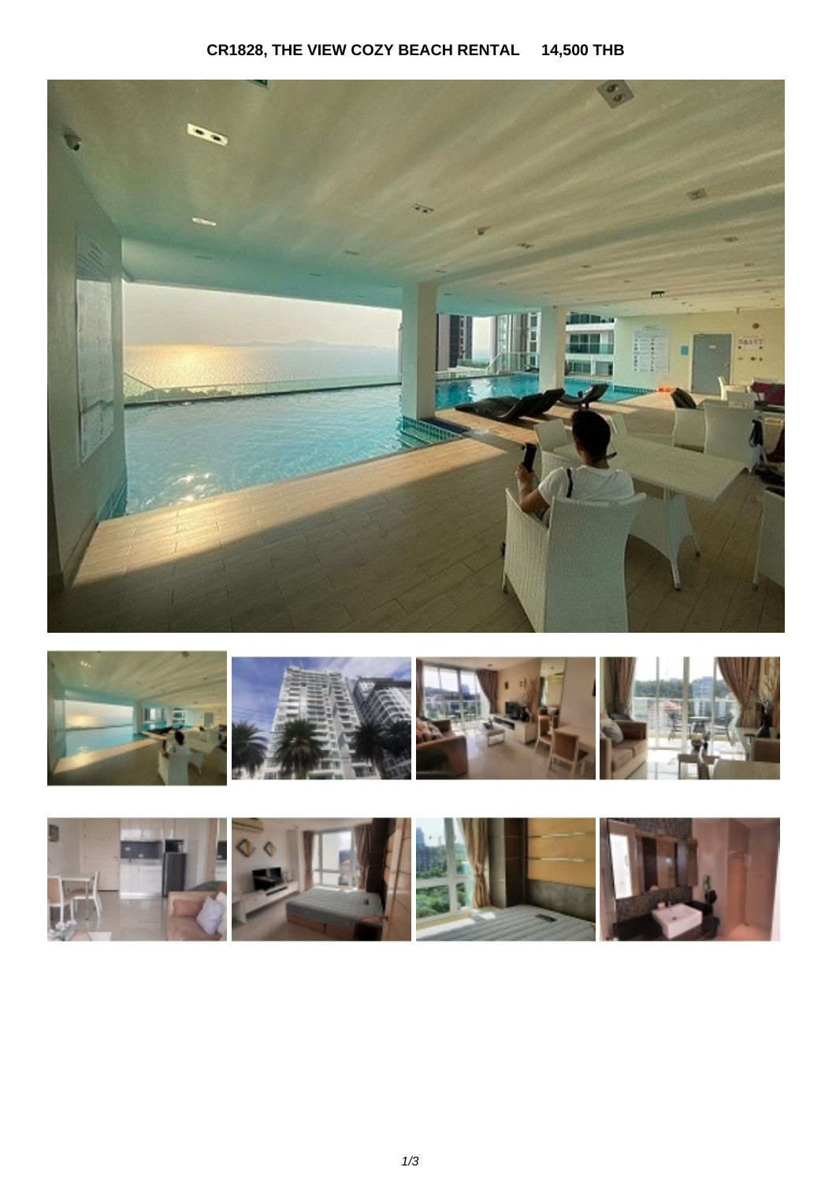# CR1828, THE VIEW COZY BEACH RENTAL 14,500 THB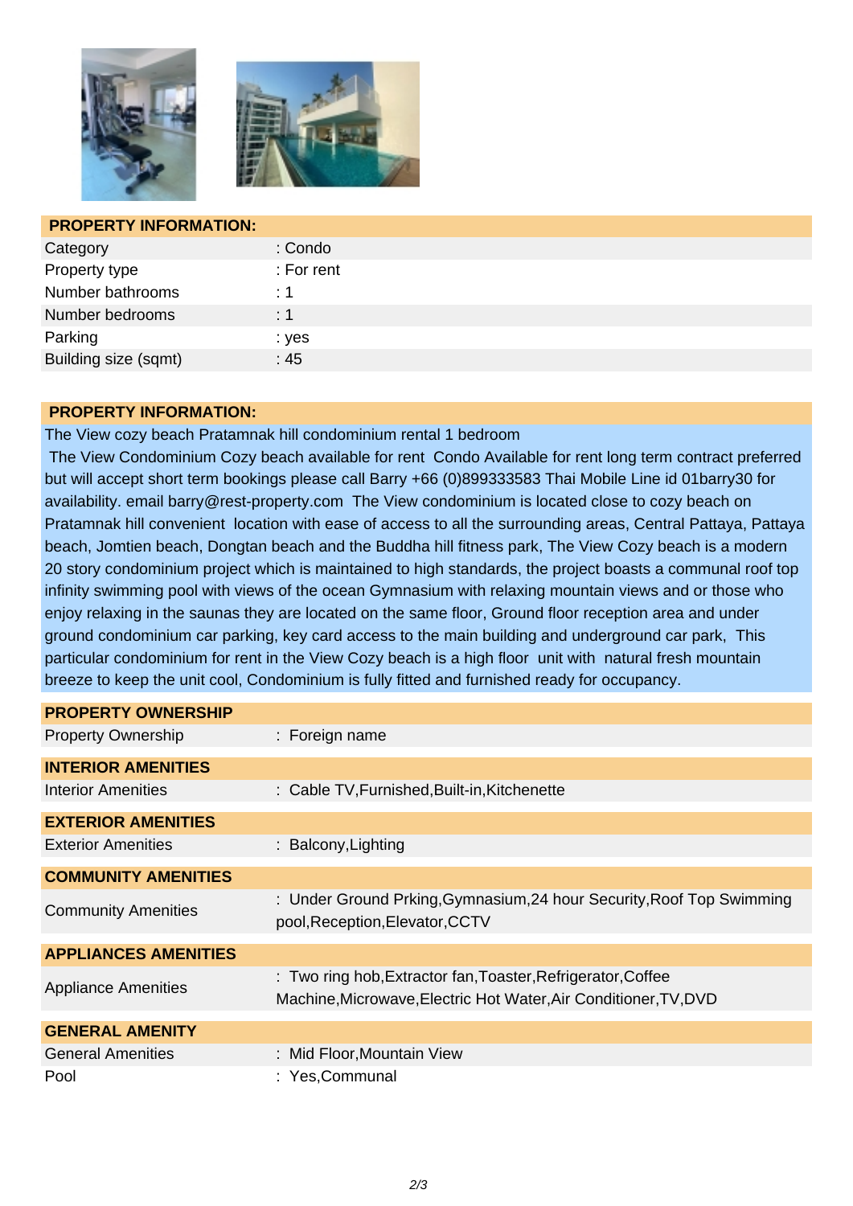## PROPERTY INFORMATION:

| | |
|---|---|
| Category | : Condo |
| Property type | : For rent |
| Number bathrooms | : 1 |
| Number bedrooms | : 1 |
| Parking | : yes |
| Building size (sqmt) | : 45 |

## PROPERTY INFORMATION:

The View cozy beach Pratamnak hill condominium rental 1 bedroom

The View Condominium Cozy beach available for rent  Condo Available for rent long term contract preferred but will accept short term bookings please call Barry +66 (0)899333583 Thai Mobile Line id 01barry30 for availability. email barry@rest-property.com  The View condominium is located close to cozy beach on Pratamnak hill convenient  location with ease of access to all the surrounding areas, Central Pattaya, Pattaya beach, Jomtien beach, Dongtan beach and the Buddha hill fitness park, The View Cozy beach is a modern 20 story condominium project which is maintained to high standards, the project boasts a communal roof top infinity swimming pool with views of the ocean Gymnasium with relaxing mountain views and or those who enjoy relaxing in the saunas they are located on the same floor, Ground floor reception area and under ground condominium car parking, key card access to the main building and underground car park,  This particular condominium for rent in the View Cozy beach is a high floor  unit with  natural fresh mountain breeze to keep the unit cool, Condominium is fully fitted and furnished ready for occupancy.

## PROPERTY OWNERSHIP

| | |
|---|---|
| Property Ownership | : Foreign name |

## INTERIOR AMENITIES

| | |
|---|---|
| Interior Amenities | : Cable TV,Furnished,Built-in,Kitchenette |

## EXTERIOR AMENITIES

| | |
|---|---|
| Exterior Amenities | : Balcony,Lighting |

## COMMUNITY AMENITIES

| | |
|---|---|
| Community Amenities | : Under Ground Prking,Gymnasium,24 hour Security,Roof Top Swimming pool,Reception,Elevator,CCTV |

## APPLIANCES AMENITIES

| | |
|---|---|
| Appliance Amenities | : Two ring hob,Extractor fan,Toaster,Refrigerator,Coffee Machine,Microwave,Electric Hot Water,Air Conditioner,TV,DVD |

## GENERAL AMENITY

| | |
|---|---|
| General Amenities | : Mid Floor,Mountain View |
| Pool | : Yes,Communal |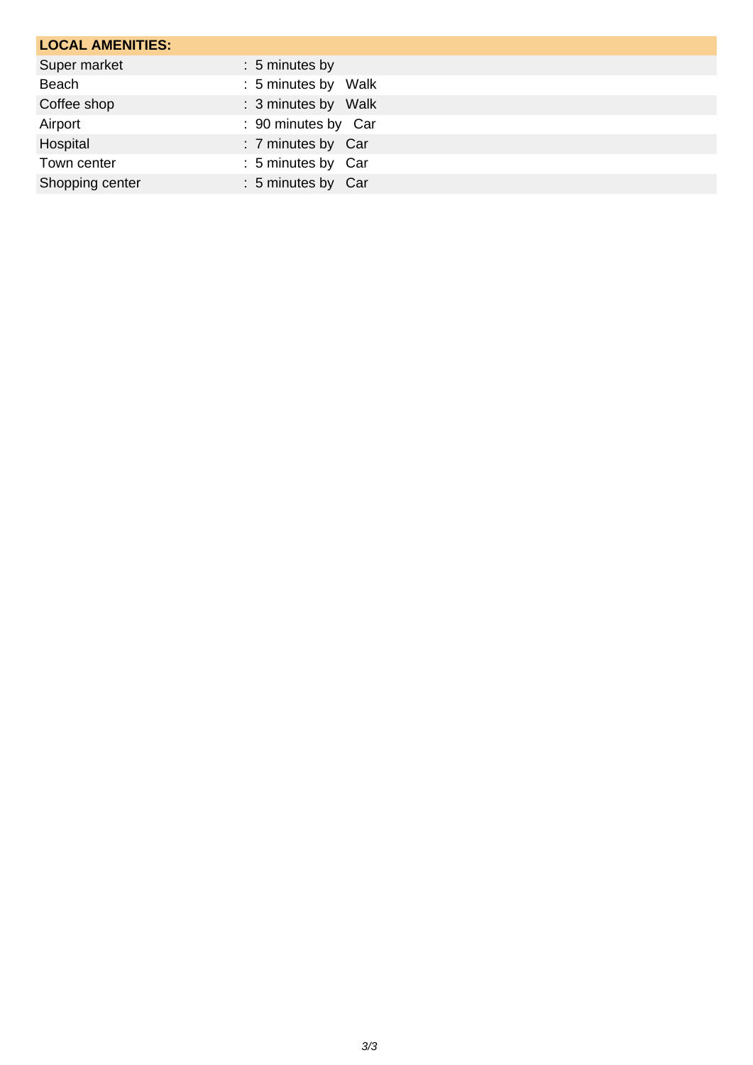| LOCAL AMENITIES: | |
|---|---|
| Super market | : 5 minutes by |
| Beach | : 5 minutes by Walk |
| Coffee shop | : 3 minutes by Walk |
| Airport | : 90 minutes by Car |
| Hospital | : 7 minutes by Car |
| Town center | : 5 minutes by Car |
| Shopping center | : 5 minutes by Car |